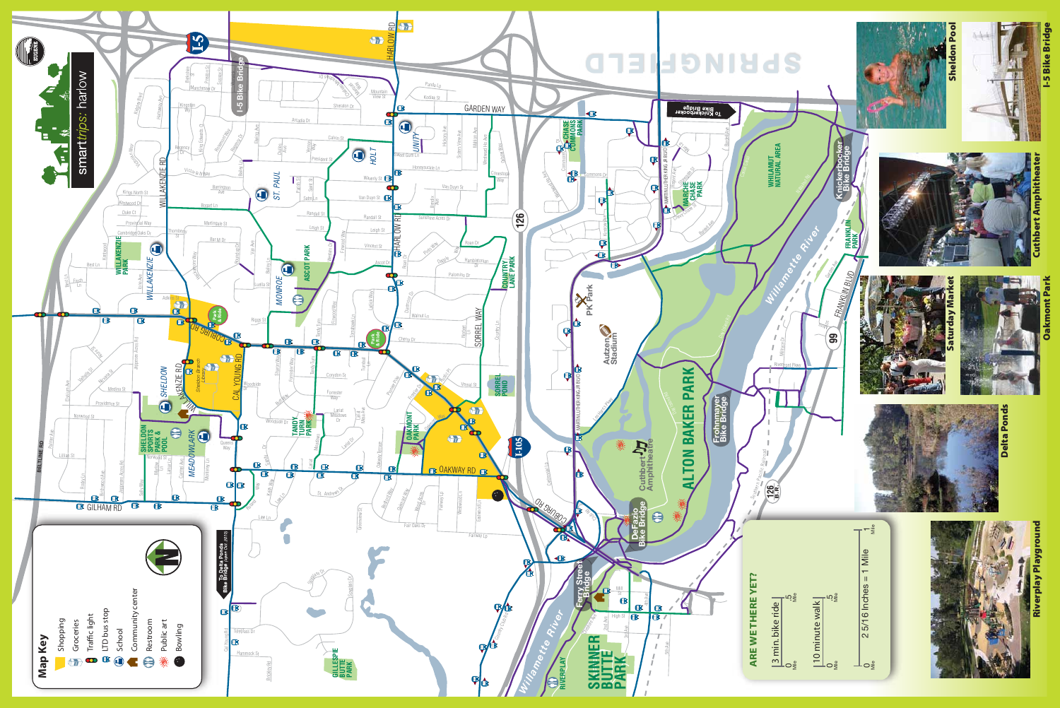# smarttrips: harlow

## Map Key

- Shopping
- Groceries
- Traffic light
- LTD bus stop
- School
- Community center
- Restroom
- Public art
- Bowling

## ARE WE THERE YET?

- 3 min. bike ride — 0 Mile / .5 Mile
- 10 minute walk — 0 Mile / .5 Mile
- 2 5/16 Inches = 1 Mile — 0 Mile / 1 Mile

To Delta Ponds Bike Bridge (over 1/2 mile)

To Knickerbocker Bike Bridge

Sheldon Pool

I-5 Bike Bridge

Cuthbert Amphitheater

Saturday Market

Oakmont Park

Delta Ponds

Riverplay Playground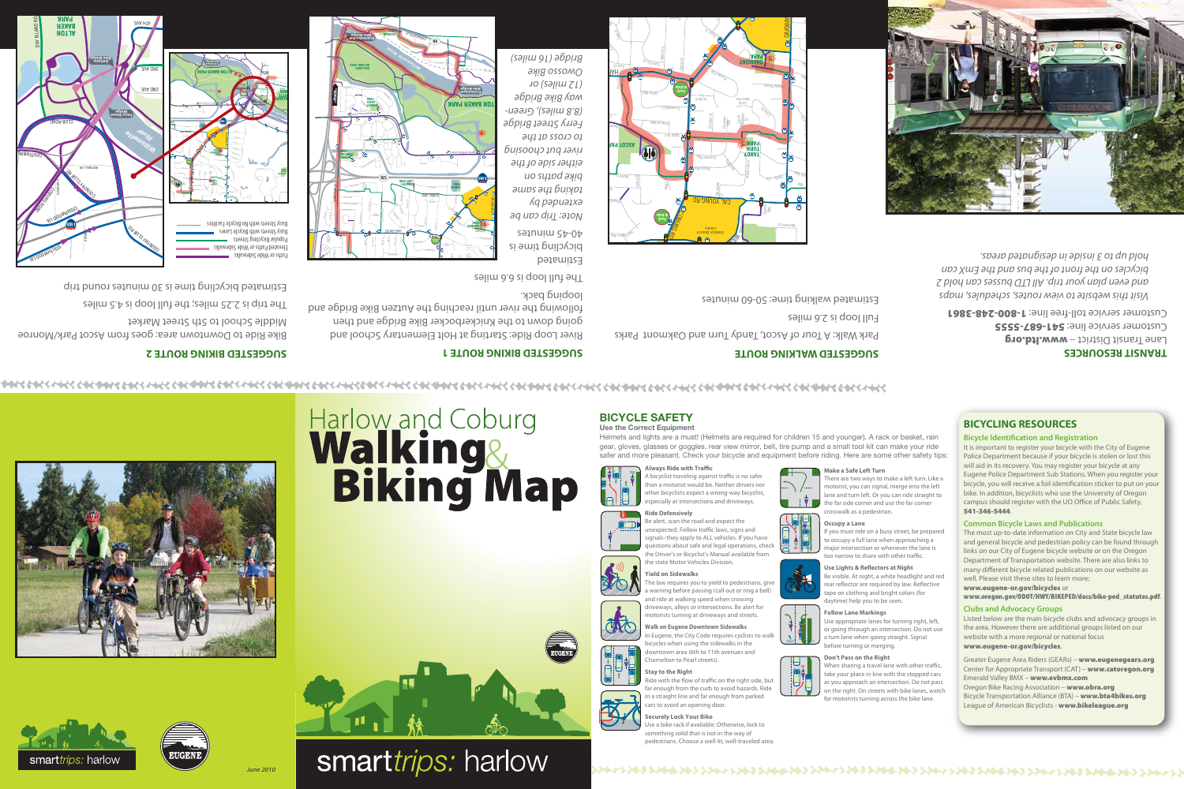## TRANSIT RESOURCES

Lane Transit District – **www.ltd.org**
Customer service line: **541-687-5555**
Customer service toll-free line: **1-800-248-3861**

*Visit this website to view routes, schedules, maps and even plan your trip. All LTD busses can hold 2 bicycles on the front of the bus and the EmX can hold up to 3 inside in designated areas.*

## SUGGESTED WALKING ROUTE

Park Walk: A Tour of Ascot, Tandy Turn and Oakmont Parks

Full loop is 2.6 miles

Estimated walking time: 50-60 minutes

## SUGGESTED BIKING ROUTE 1

River Loop Ride: Starting at Holt Elementary School and going down to the Knickerbocker Bike Bridge and then following the river until reaching the Autzen Bike Bridge and looping back.

The full loop is 6.6 miles

Estimated bicycling time is 40-45 minutes

*Note: Trip can be extended by taking the same bike paths on either side of the river but choosing to cross at the Ferry Street Bridge (8.8 miles), Greenway Bike Bridge (12 miles) or Owosso Bike Bridge (16 miles)*

## SUGGESTED BIKING ROUTE 2

Bike Ride to Downtown area: goes from Ascot Park/Monroe Middle School to 5th Street Market

The trip is 2.25 miles; the full loop is 4.5 miles

Estimated bicycling time is 30 minutes round trip

Paths or Wide Sidewalks
Elevated Paths or Wide Sidewalks
Popular Bicycling Streets
Busy Streets with Bicycle Lanes
Busy Streets with No Bicycle Facilities

# Harlow and Coburg Walking & Biking Map

smart*trips:* harlow

June 2010

## BICYCLE SAFETY

**Use the Correct Equipment**

Helmets and lights are a must! (Helmets are required for children 15 and younger). A rack or basket, rain gear, gloves, glasses or goggles, rear view mirror, bell, tire pump and a small tool kit can make your ride safer and more pleasant. Check your bicycle and equipment before riding. Here are some other safety tips:

**Always Ride with Traffic**
A bicyclist traveling against traffic is no safer than a motorist would be. Neither drivers nor other bicyclists expect a wrong-way bicyclist, especially at intersections and driveways.

**Ride Defensively**
Be alert, scan the road and expect the unexpected. Follow traffic laws, signs and signals–they apply to ALL vehicles. If you have questions about safe and legal operations, check the Driver's or Bicyclist's Manual available from the state Motor Vehicles Division.

**Yield on Sidewalks**
The law requires you to yield to pedestrians, give a warning before passing (call out or ring a bell) and ride at walking speed when crossing driveways, alleys or intersections. Be alert for motorists turning at driveways and streets.

**Walk on Eugene Downtown Sidewalks**
In Eugene, the City Code requires cyclists to walk bicycles when using the sidewalks in the downtown area (6th to 11th avenues and Charnelton to Pearl streets).

**Stay to the Right**
Ride with the flow of traffic on the right side, but far enough from the curb to avoid hazards. Ride in a straight line and far enough from parked cars to avoid an opening door.

**Securely Lock Your Bike**
Use a bike rack if available. Otherwise, lock to something solid that is not in the way of pedestrians. Choose a well-lit, well-traveled area.

**Make a Safe Left Turn**
There are two ways to make a left turn. Like a motorist, you can signal, merge into the left lane and turn left. Or you can ride straight to the far side corner and use the far corner crosswalk as a pedestrian.

**Occupy a Lane**
If you must ride on a busy street, be prepared to occupy a full lane when approaching a major intersection or whenever the lane is too narrow to share with other traffic.

**Use Lights & Reflectors at Night**
Be visible. At night, a white headlight and red rear reflector are required by law. Reflective tape on clothing and bright colors (for daytime) help you to be seen.

**Follow Lane Markings**
Use appropriate lanes for turning right, left, or going through an intersection. Do not use a turn lane when going straight. Signal before turning or merging.

**Don't Pass on the Right**
When sharing a travel lane with other traffic, take your place in line with the stopped cars as you approach an intersection. Do not pass on the right. On streets with bike lanes, watch for motorists turning across the bike lane.

## BICYCLING RESOURCES

### Bicycle Identification and Registration

It is important to register your bicycle with the City of Eugene Police Department because if your bicycle is stolen or lost this will aid in its recovery. You may register your bicycle at any Eugene Police Department Sub Stations. When you register your bicycle, you will receive a foil identification sticker to put on your bike. In addition, bicyclists who use the University of Oregon campus should register with the UO Office of Public Safety, **541-346-5444**.

### Common Bicycle Laws and Publications

The most up-to-date information on City and State bicycle law and general bicycle and pedestrian policy can be found through links on our City of Eugene bicycle website or on the Oregon Department of Transportation website. There are also links to many different bicycle related publications on our website as well. Please visit these sites to learn more:
**www.eugene-or.gov/bicycles** or
**www.oregon.gov/ODOT/HWY/BIKEPED/docs/bike-ped_statutes.pdf**.

### Clubs and Advocacy Groups

Listed below are the main bicycle clubs and advocacy groups in the area. However there are additional groups listed on our website with a more regional or national focus
**www.eugene-or.gov/bicycles**.

Greater Eugene Area Riders (GEARs) – **www.eugenegears.org**
Center for Appropriate Transport (CAT) – **www.catoregon.org**
Emerald Valley BMX – **www.evbmx.com**
Oregon Bike Racing Association – **www.obra.org**
Bicycle Transportation Alliance (BTA) – **www.bta4bikes.org**
League of American Bicyclists - **www.bikeleague.org**